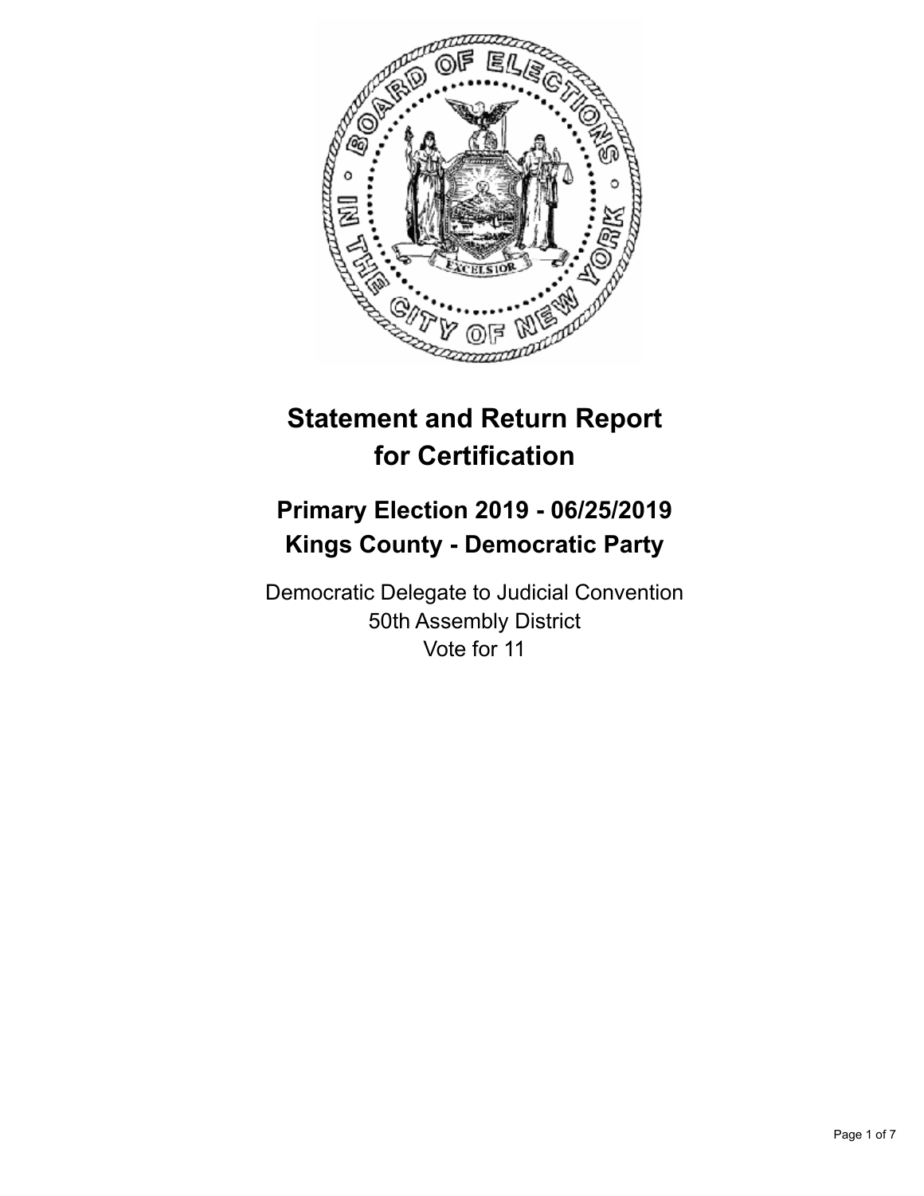# Statement and Return Report for Certification

## Primary Election 2019 - 06/25/2019
## Kings County - Democratic Party

Democratic Delegate to Judicial Convention
50th Assembly District
Vote for 11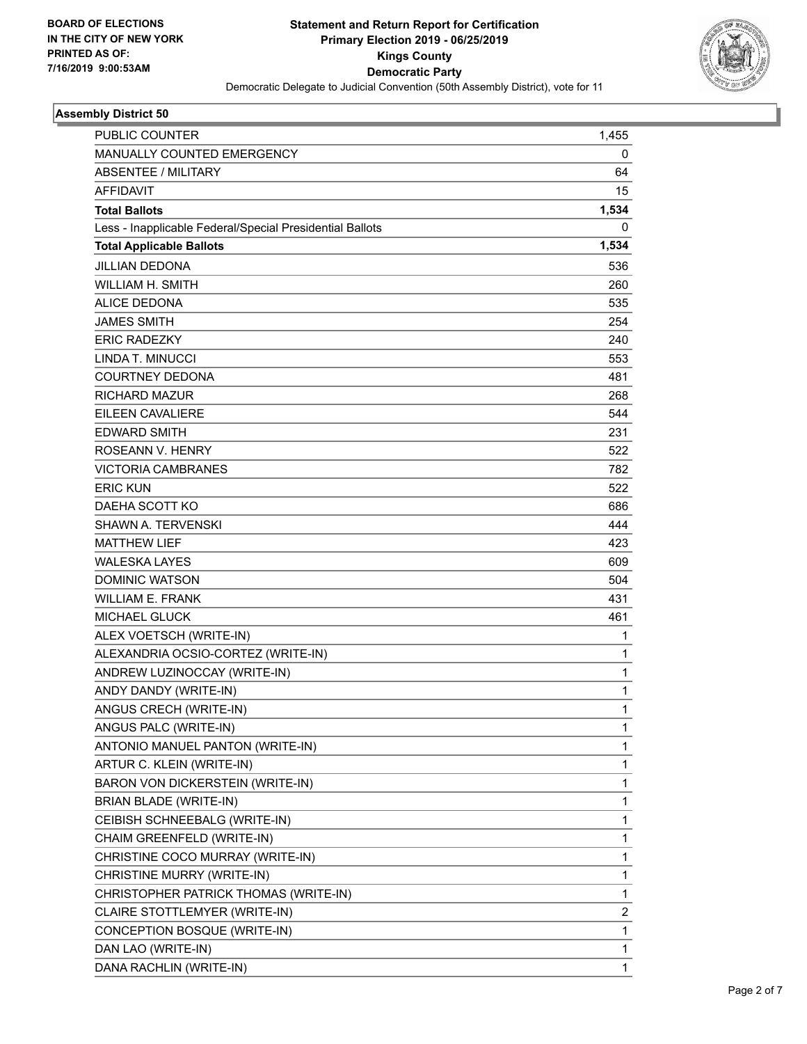BOARD OF ELECTIONS
IN THE CITY OF NEW YORK
PRINTED AS OF:
7/16/2019 9:00:53AM

**Statement and Return Report for Certification**
**Primary Election 2019 - 06/25/2019**
**Kings County**
**Democratic Party**
Democratic Delegate to Judicial Convention (50th Assembly District), vote for 11

## Assembly District 50

| | |
|---|---|
| PUBLIC COUNTER | 1,455 |
| MANUALLY COUNTED EMERGENCY | 0 |
| ABSENTEE / MILITARY | 64 |
| AFFIDAVIT | 15 |
| **Total Ballots** | **1,534** |
| Less - Inapplicable Federal/Special Presidential Ballots | 0 |
| **Total Applicable Ballots** | **1,534** |
| JILLIAN DEDONA | 536 |
| WILLIAM H. SMITH | 260 |
| ALICE DEDONA | 535 |
| JAMES SMITH | 254 |
| ERIC RADEZKY | 240 |
| LINDA T. MINUCCI | 553 |
| COURTNEY DEDONA | 481 |
| RICHARD MAZUR | 268 |
| EILEEN CAVALIERE | 544 |
| EDWARD SMITH | 231 |
| ROSEANN V. HENRY | 522 |
| VICTORIA CAMBRANES | 782 |
| ERIC KUN | 522 |
| DAEHA SCOTT KO | 686 |
| SHAWN A. TERVENSKI | 444 |
| MATTHEW LIEF | 423 |
| WALESKA LAYES | 609 |
| DOMINIC WATSON | 504 |
| WILLIAM E. FRANK | 431 |
| MICHAEL GLUCK | 461 |
| ALEX VOETSCH (WRITE-IN) | 1 |
| ALEXANDRIA OCSIO-CORTEZ (WRITE-IN) | 1 |
| ANDREW LUZINOCCAY (WRITE-IN) | 1 |
| ANDY DANDY (WRITE-IN) | 1 |
| ANGUS CRECH (WRITE-IN) | 1 |
| ANGUS PALC (WRITE-IN) | 1 |
| ANTONIO MANUEL PANTON (WRITE-IN) | 1 |
| ARTUR C. KLEIN (WRITE-IN) | 1 |
| BARON VON DICKERSTEIN (WRITE-IN) | 1 |
| BRIAN BLADE (WRITE-IN) | 1 |
| CEIBISH SCHNEEBALG (WRITE-IN) | 1 |
| CHAIM GREENFELD (WRITE-IN) | 1 |
| CHRISTINE COCO MURRAY (WRITE-IN) | 1 |
| CHRISTINE MURRY (WRITE-IN) | 1 |
| CHRISTOPHER PATRICK THOMAS (WRITE-IN) | 1 |
| CLAIRE STOTTLEMYER (WRITE-IN) | 2 |
| CONCEPTION BOSQUE (WRITE-IN) | 1 |
| DAN LAO (WRITE-IN) | 1 |
| DANA RACHLIN (WRITE-IN) | 1 |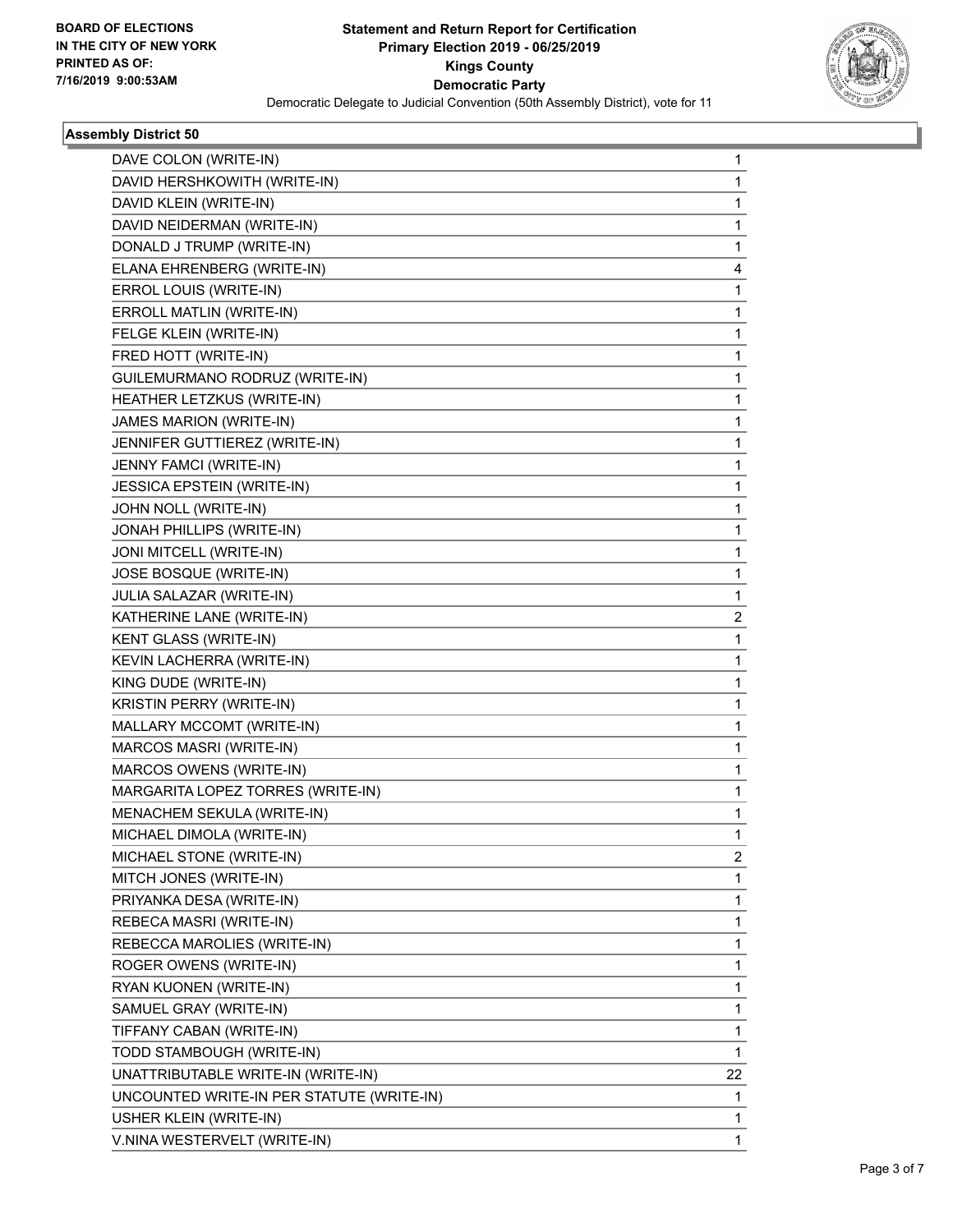**BOARD OF ELECTIONS IN THE CITY OF NEW YORK PRINTED AS OF: 7/16/2019 9:00:53AM**

**Statement and Return Report for Certification**
**Primary Election 2019 - 06/25/2019**
**Kings County**
**Democratic Party**

Democratic Delegate to Judicial Convention (50th Assembly District), vote for 11

### Assembly District 50

| | |
|---|---|
| DAVE COLON (WRITE-IN) | 1 |
| DAVID HERSHKOWITH (WRITE-IN) | 1 |
| DAVID KLEIN (WRITE-IN) | 1 |
| DAVID NEIDERMAN (WRITE-IN) | 1 |
| DONALD J TRUMP (WRITE-IN) | 1 |
| ELANA EHRENBERG (WRITE-IN) | 4 |
| ERROL LOUIS (WRITE-IN) | 1 |
| ERROLL MATLIN (WRITE-IN) | 1 |
| FELGE KLEIN (WRITE-IN) | 1 |
| FRED HOTT (WRITE-IN) | 1 |
| GUILEMURMANO RODRUZ (WRITE-IN) | 1 |
| HEATHER LETZKUS (WRITE-IN) | 1 |
| JAMES MARION (WRITE-IN) | 1 |
| JENNIFER GUTTIEREZ (WRITE-IN) | 1 |
| JENNY FAMCI (WRITE-IN) | 1 |
| JESSICA EPSTEIN (WRITE-IN) | 1 |
| JOHN NOLL (WRITE-IN) | 1 |
| JONAH PHILLIPS (WRITE-IN) | 1 |
| JONI MITCELL (WRITE-IN) | 1 |
| JOSE BOSQUE (WRITE-IN) | 1 |
| JULIA SALAZAR (WRITE-IN) | 1 |
| KATHERINE LANE (WRITE-IN) | 2 |
| KENT GLASS (WRITE-IN) | 1 |
| KEVIN LACHERRA (WRITE-IN) | 1 |
| KING DUDE (WRITE-IN) | 1 |
| KRISTIN PERRY (WRITE-IN) | 1 |
| MALLARY MCCOMT (WRITE-IN) | 1 |
| MARCOS MASRI (WRITE-IN) | 1 |
| MARCOS OWENS (WRITE-IN) | 1 |
| MARGARITA LOPEZ TORRES (WRITE-IN) | 1 |
| MENACHEM SEKULA (WRITE-IN) | 1 |
| MICHAEL DIMOLA (WRITE-IN) | 1 |
| MICHAEL STONE (WRITE-IN) | 2 |
| MITCH JONES (WRITE-IN) | 1 |
| PRIYANKA DESA (WRITE-IN) | 1 |
| REBECA MASRI (WRITE-IN) | 1 |
| REBECCA MAROLIES (WRITE-IN) | 1 |
| ROGER OWENS (WRITE-IN) | 1 |
| RYAN KUONEN (WRITE-IN) | 1 |
| SAMUEL GRAY (WRITE-IN) | 1 |
| TIFFANY CABAN (WRITE-IN) | 1 |
| TODD STAMBOUGH (WRITE-IN) | 1 |
| UNATTRIBUTABLE WRITE-IN (WRITE-IN) | 22 |
| UNCOUNTED WRITE-IN PER STATUTE (WRITE-IN) | 1 |
| USHER KLEIN (WRITE-IN) | 1 |
| V.NINA WESTERVELT (WRITE-IN) | 1 |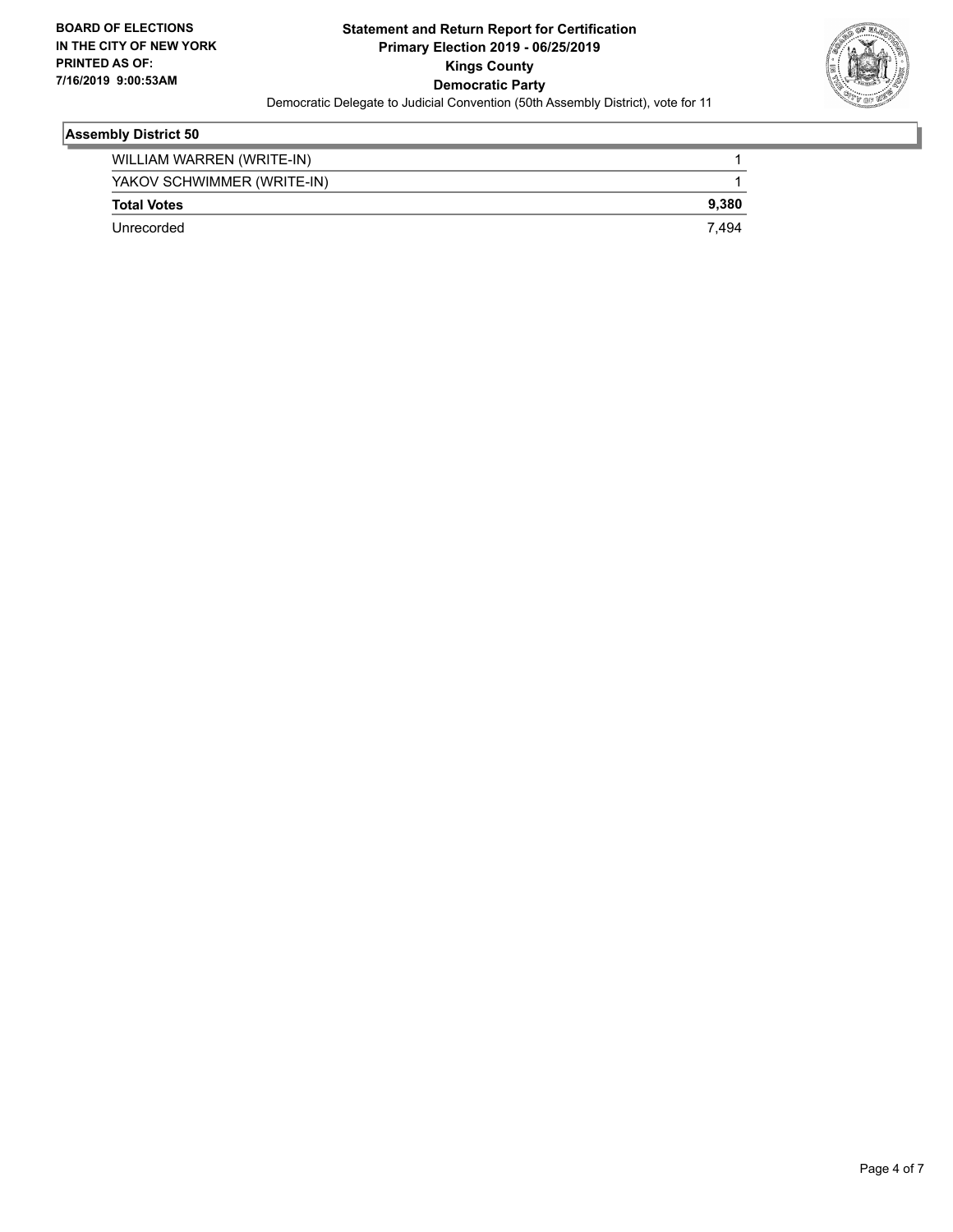**BOARD OF ELECTIONS IN THE CITY OF NEW YORK PRINTED AS OF: 7/16/2019 9:00:53AM**

**Statement and Return Report for Certification**
**Primary Election 2019 - 06/25/2019**
**Kings County**
**Democratic Party**

Democratic Delegate to Judicial Convention (50th Assembly District), vote for 11

### Assembly District 50

| | |
|---|---|
| WILLIAM WARREN (WRITE-IN) | 1 |
| YAKOV SCHWIMMER (WRITE-IN) | 1 |
| **Total Votes** | **9,380** |
| Unrecorded | 7,494 |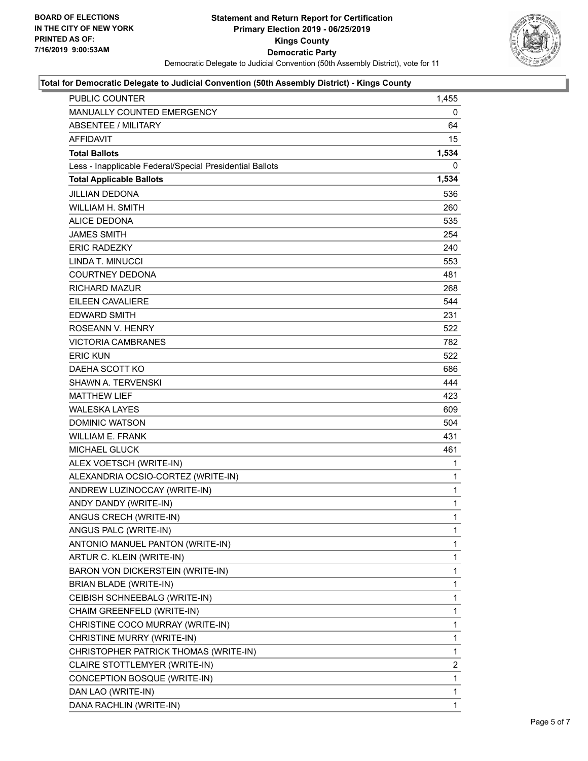**BOARD OF ELECTIONS**
**IN THE CITY OF NEW YORK**
**PRINTED AS OF:**
**7/16/2019 9:00:53AM**

**Statement and Return Report for Certification**
**Primary Election 2019 - 06/25/2019**
**Kings County**
**Democratic Party**
Democratic Delegate to Judicial Convention (50th Assembly District), vote for 11

### Total for Democratic Delegate to Judicial Convention (50th Assembly District) - Kings County

| | |
|---|---|
| PUBLIC COUNTER | 1,455 |
| MANUALLY COUNTED EMERGENCY | 0 |
| ABSENTEE / MILITARY | 64 |
| AFFIDAVIT | 15 |
| **Total Ballots** | **1,534** |
| Less - Inapplicable Federal/Special Presidential Ballots | 0 |
| **Total Applicable Ballots** | **1,534** |
| JILLIAN DEDONA | 536 |
| WILLIAM H. SMITH | 260 |
| ALICE DEDONA | 535 |
| JAMES SMITH | 254 |
| ERIC RADEZKY | 240 |
| LINDA T. MINUCCI | 553 |
| COURTNEY DEDONA | 481 |
| RICHARD MAZUR | 268 |
| EILEEN CAVALIERE | 544 |
| EDWARD SMITH | 231 |
| ROSEANN V. HENRY | 522 |
| VICTORIA CAMBRANES | 782 |
| ERIC KUN | 522 |
| DAEHA SCOTT KO | 686 |
| SHAWN A. TERVENSKI | 444 |
| MATTHEW LIEF | 423 |
| WALESKA LAYES | 609 |
| DOMINIC WATSON | 504 |
| WILLIAM E. FRANK | 431 |
| MICHAEL GLUCK | 461 |
| ALEX VOETSCH (WRITE-IN) | 1 |
| ALEXANDRIA OCSIO-CORTEZ (WRITE-IN) | 1 |
| ANDREW LUZINOCCAY (WRITE-IN) | 1 |
| ANDY DANDY (WRITE-IN) | 1 |
| ANGUS CRECH (WRITE-IN) | 1 |
| ANGUS PALC (WRITE-IN) | 1 |
| ANTONIO MANUEL PANTON (WRITE-IN) | 1 |
| ARTUR C. KLEIN (WRITE-IN) | 1 |
| BARON VON DICKERSTEIN (WRITE-IN) | 1 |
| BRIAN BLADE (WRITE-IN) | 1 |
| CEIBISH SCHNEEBALG (WRITE-IN) | 1 |
| CHAIM GREENFELD (WRITE-IN) | 1 |
| CHRISTINE COCO MURRAY (WRITE-IN) | 1 |
| CHRISTINE MURRY (WRITE-IN) | 1 |
| CHRISTOPHER PATRICK THOMAS (WRITE-IN) | 1 |
| CLAIRE STOTTLEMYER (WRITE-IN) | 2 |
| CONCEPTION BOSQUE (WRITE-IN) | 1 |
| DAN LAO (WRITE-IN) | 1 |
| DANA RACHLIN (WRITE-IN) | 1 |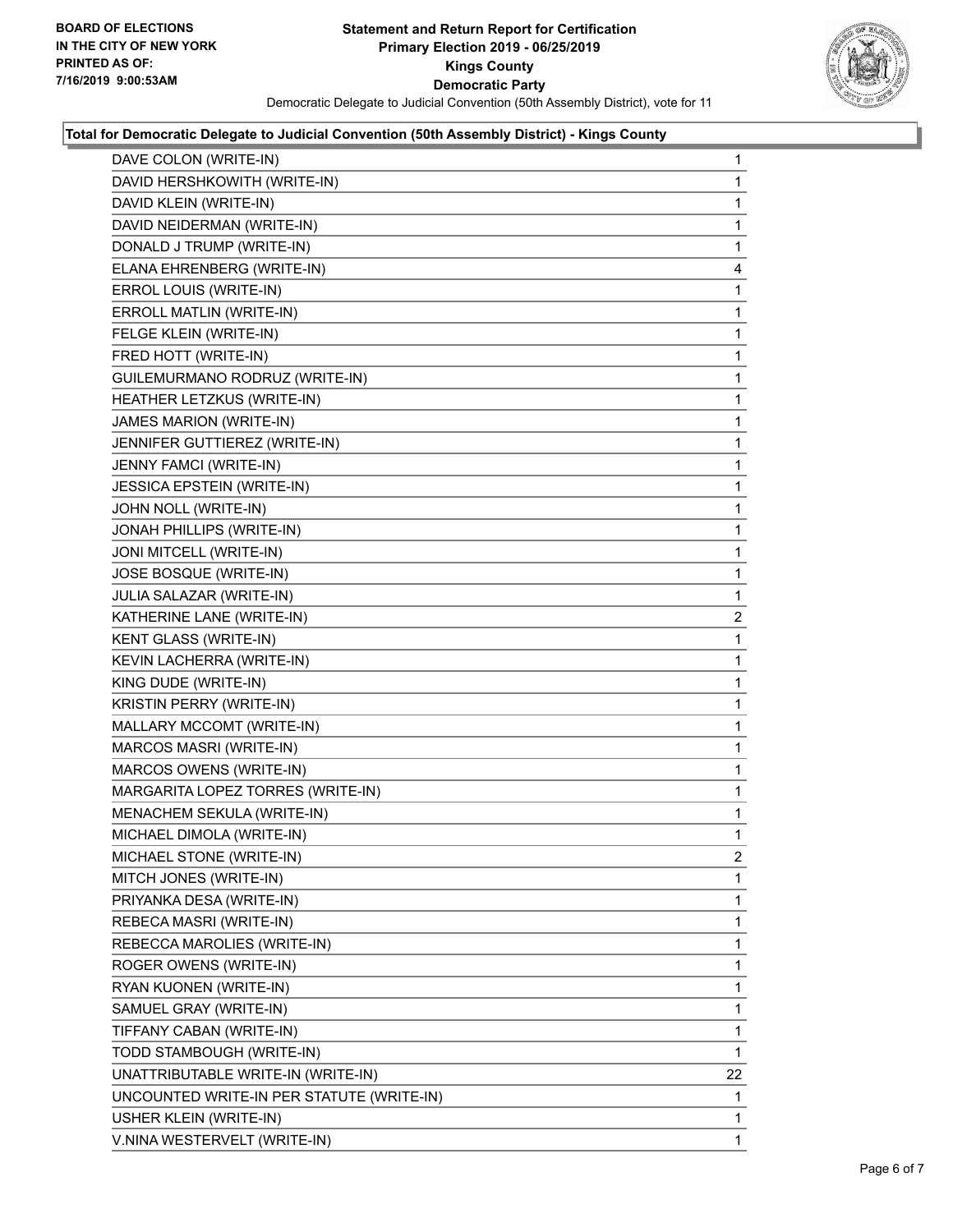**BOARD OF ELECTIONS IN THE CITY OF NEW YORK PRINTED AS OF: 7/16/2019 9:00:53AM**

**Statement and Return Report for Certification Primary Election 2019 - 06/25/2019 Kings County Democratic Party**

Democratic Delegate to Judicial Convention (50th Assembly District), vote for 11

**Total for Democratic Delegate to Judicial Convention (50th Assembly District) - Kings County**

| | |
|---|---|
| DAVE COLON (WRITE-IN) | 1 |
| DAVID HERSHKOWITH (WRITE-IN) | 1 |
| DAVID KLEIN (WRITE-IN) | 1 |
| DAVID NEIDERMAN (WRITE-IN) | 1 |
| DONALD J TRUMP (WRITE-IN) | 1 |
| ELANA EHRENBERG (WRITE-IN) | 4 |
| ERROL LOUIS (WRITE-IN) | 1 |
| ERROLL MATLIN (WRITE-IN) | 1 |
| FELGE KLEIN (WRITE-IN) | 1 |
| FRED HOTT (WRITE-IN) | 1 |
| GUILEMURMANO RODRUZ (WRITE-IN) | 1 |
| HEATHER LETZKUS (WRITE-IN) | 1 |
| JAMES MARION (WRITE-IN) | 1 |
| JENNIFER GUTTIEREZ (WRITE-IN) | 1 |
| JENNY FAMCI (WRITE-IN) | 1 |
| JESSICA EPSTEIN (WRITE-IN) | 1 |
| JOHN NOLL (WRITE-IN) | 1 |
| JONAH PHILLIPS (WRITE-IN) | 1 |
| JONI MITCELL (WRITE-IN) | 1 |
| JOSE BOSQUE (WRITE-IN) | 1 |
| JULIA SALAZAR (WRITE-IN) | 1 |
| KATHERINE LANE (WRITE-IN) | 2 |
| KENT GLASS (WRITE-IN) | 1 |
| KEVIN LACHERRA (WRITE-IN) | 1 |
| KING DUDE (WRITE-IN) | 1 |
| KRISTIN PERRY (WRITE-IN) | 1 |
| MALLARY MCCOMT (WRITE-IN) | 1 |
| MARCOS MASRI (WRITE-IN) | 1 |
| MARCOS OWENS (WRITE-IN) | 1 |
| MARGARITA LOPEZ TORRES (WRITE-IN) | 1 |
| MENACHEM SEKULA (WRITE-IN) | 1 |
| MICHAEL DIMOLA (WRITE-IN) | 1 |
| MICHAEL STONE (WRITE-IN) | 2 |
| MITCH JONES (WRITE-IN) | 1 |
| PRIYANKA DESA (WRITE-IN) | 1 |
| REBECA MASRI (WRITE-IN) | 1 |
| REBECCA MAROLIES (WRITE-IN) | 1 |
| ROGER OWENS (WRITE-IN) | 1 |
| RYAN KUONEN (WRITE-IN) | 1 |
| SAMUEL GRAY (WRITE-IN) | 1 |
| TIFFANY CABAN (WRITE-IN) | 1 |
| TODD STAMBOUGH (WRITE-IN) | 1 |
| UNATTRIBUTABLE WRITE-IN (WRITE-IN) | 22 |
| UNCOUNTED WRITE-IN PER STATUTE (WRITE-IN) | 1 |
| USHER KLEIN (WRITE-IN) | 1 |
| V.NINA WESTERVELT (WRITE-IN) | 1 |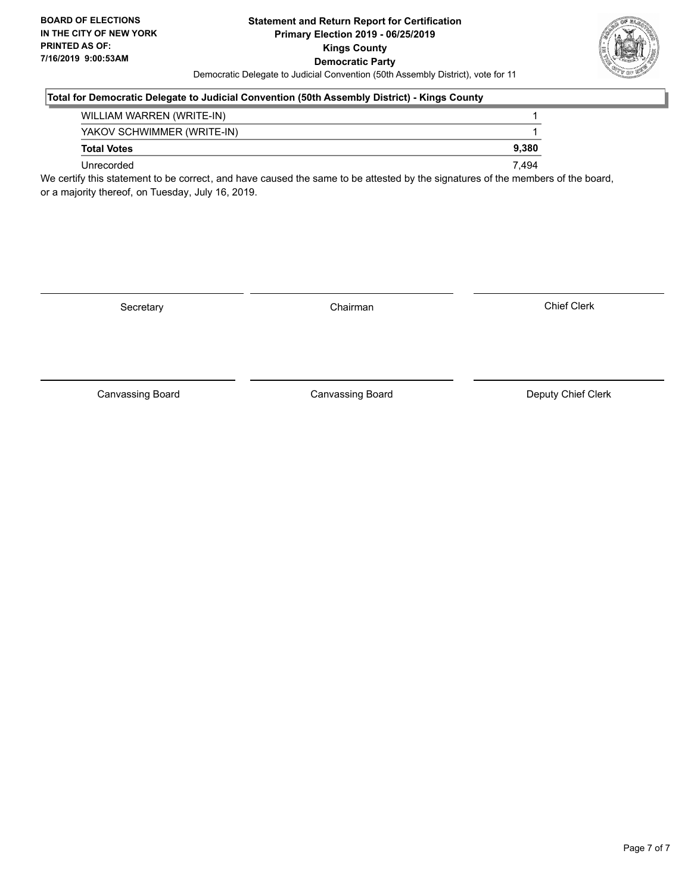**BOARD OF ELECTIONS IN THE CITY OF NEW YORK PRINTED AS OF: 7/16/2019 9:00:53AM**

**Statement and Return Report for Certification**
**Primary Election 2019 - 06/25/2019**
**Kings County**
**Democratic Party**

Democratic Delegate to Judicial Convention (50th Assembly District), vote for 11

**Total for Democratic Delegate to Judicial Convention (50th Assembly District) - Kings County**

| | |
|---|---|
| WILLIAM WARREN (WRITE-IN) | 1 |
| YAKOV SCHWIMMER (WRITE-IN) | 1 |
| **Total Votes** | **9,380** |
| Unrecorded | 7,494 |

We certify this statement to be correct, and have caused the same to be attested by the signatures of the members of the board, or a majority thereof, on Tuesday, July 16, 2019.

Secretary

Chairman

Chief Clerk

Canvassing Board

Canvassing Board

Deputy Chief Clerk